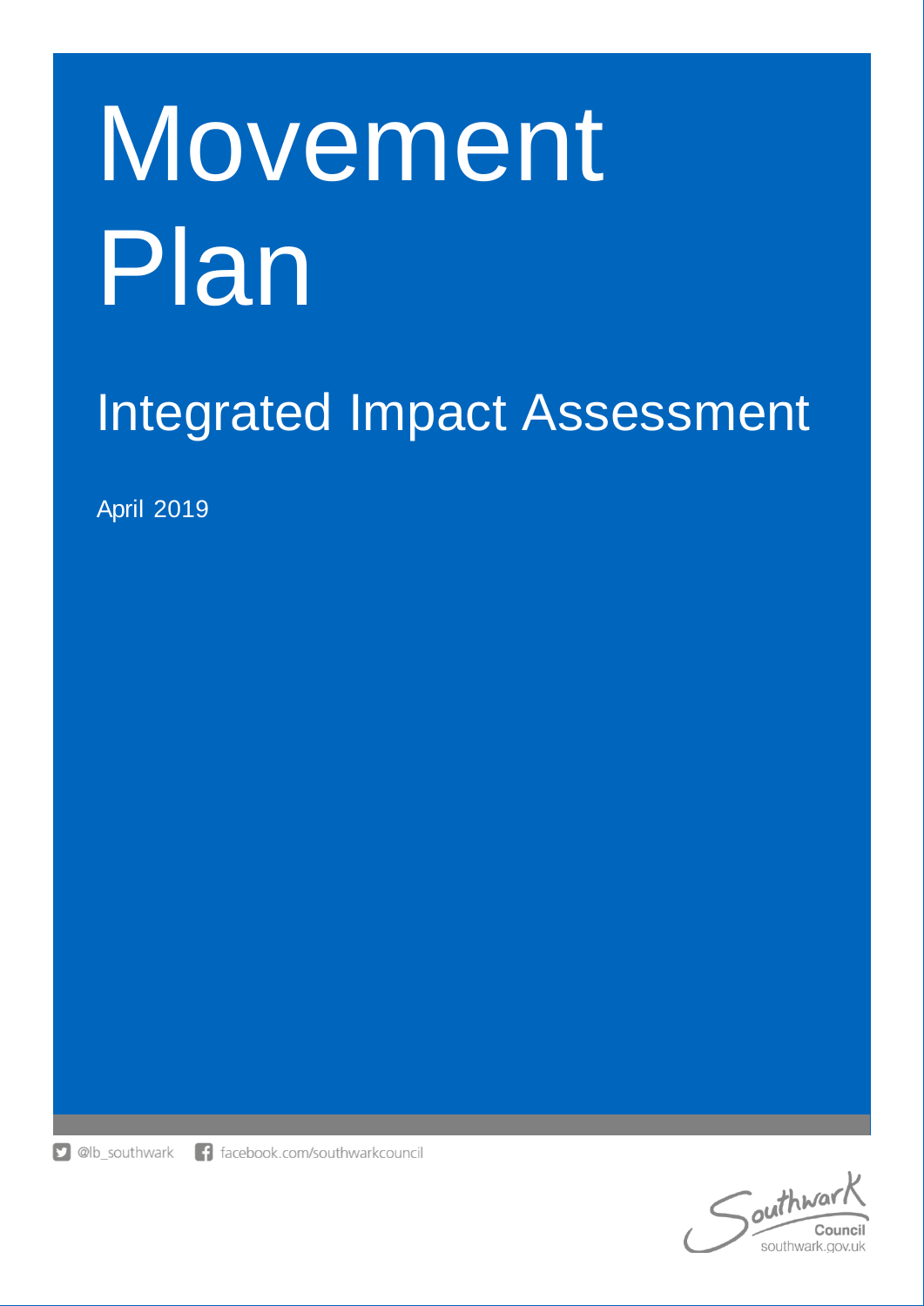# Movement Plan

## Integrated Impact Assessment

April 2019

@lb_southwark facebook.com/southwarkcouncil

Southwark Council
southwark.gov.uk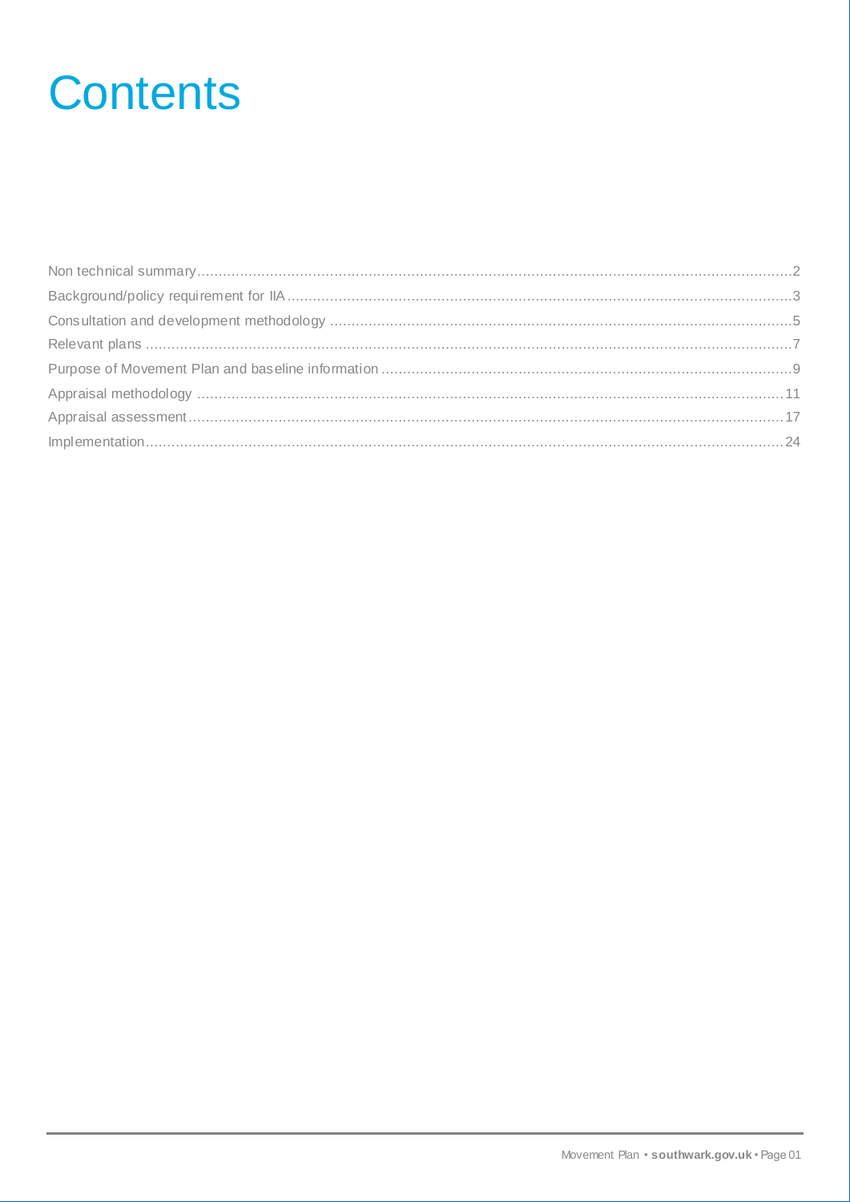# Contents

Non technical summary...2
Background/policy requirement for IIA...3
Consultation and development methodology...5
Relevant plans...7
Purpose of Movement Plan and baseline information...9
Appraisal methodology...11
Appraisal assessment...17
Implementation...24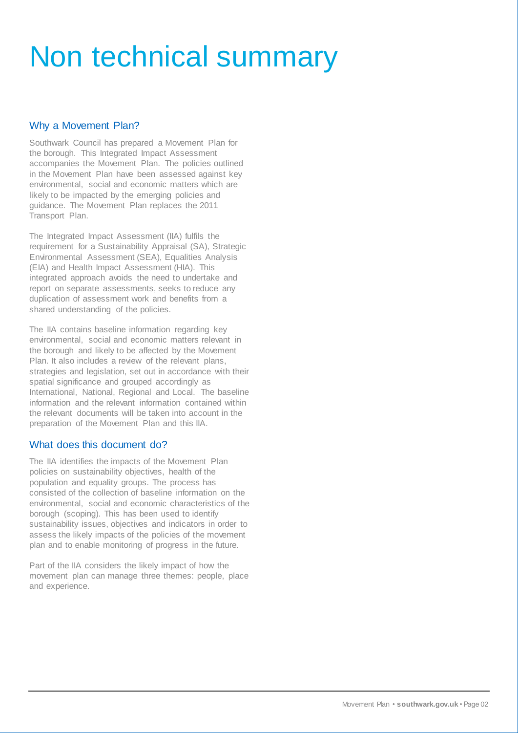# Non technical summary

## Why a Movement Plan?

Southwark Council has prepared a Movement Plan for the borough. This Integrated Impact Assessment accompanies the Movement Plan. The policies outlined in the Movement Plan have been assessed against key environmental, social and economic matters which are likely to be impacted by the emerging policies and guidance. The Movement Plan replaces the 2011 Transport Plan.

The Integrated Impact Assessment (IIA) fulfils the requirement for a Sustainability Appraisal (SA), Strategic Environmental Assessment (SEA), Equalities Analysis (EIA) and Health Impact Assessment (HIA). This integrated approach avoids the need to undertake and report on separate assessments, seeks to reduce any duplication of assessment work and benefits from a shared understanding of the policies.

The IIA contains baseline information regarding key environmental, social and economic matters relevant in the borough and likely to be affected by the Movement Plan. It also includes a review of the relevant plans, strategies and legislation, set out in accordance with their spatial significance and grouped accordingly as International, National, Regional and Local. The baseline information and the relevant information contained within the relevant documents will be taken into account in the preparation of the Movement Plan and this IIA.

## What does this document do?

The IIA identifies the impacts of the Movement Plan policies on sustainability objectives, health of the population and equality groups. The process has consisted of the collection of baseline information on the environmental, social and economic characteristics of the borough (scoping). This has been used to identify sustainability issues, objectives and indicators in order to assess the likely impacts of the policies of the movement plan and to enable monitoring of progress in the future.

Part of the IIA considers the likely impact of how the movement plan can manage three themes: people, place and experience.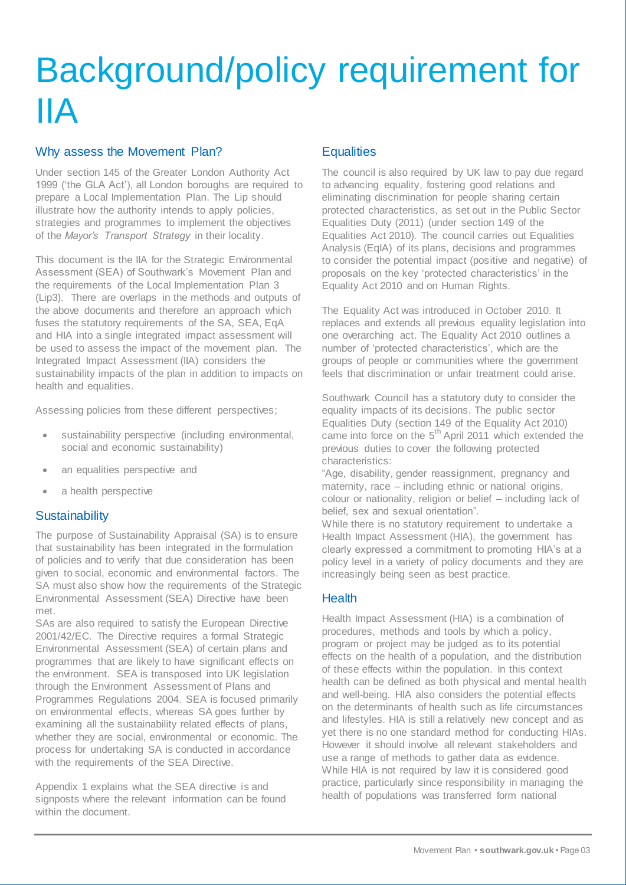# Background/policy requirement for IIA

## Why assess the Movement Plan?

Under section 145 of the Greater London Authority Act 1999 ('the GLA Act'), all London boroughs are required to prepare a Local Implementation Plan. The Lip should illustrate how the authority intends to apply policies, strategies and programmes to implement the objectives of the *Mayor's Transport Strategy* in their locality.

This document is the IIA for the Strategic Environmental Assessment (SEA) of Southwark's Movement Plan and the requirements of the Local Implementation Plan 3 (Lip3). There are overlaps in the methods and outputs of the above documents and therefore an approach which fuses the statutory requirements of the SA, SEA, EqA and HIA into a single integrated impact assessment will be used to assess the impact of the movement plan. The Integrated Impact Assessment (IIA) considers the sustainability impacts of the plan in addition to impacts on health and equalities.

Assessing policies from these different perspectives;

- sustainability perspective (including environmental, social and economic sustainability)
- an equalities perspective and
- a health perspective

## Sustainability

The purpose of Sustainability Appraisal (SA) is to ensure that sustainability has been integrated in the formulation of policies and to verify that due consideration has been given to social, economic and environmental factors. The SA must also show how the requirements of the Strategic Environmental Assessment (SEA) Directive have been met.

SAs are also required to satisfy the European Directive 2001/42/EC. The Directive requires a formal Strategic Environmental Assessment (SEA) of certain plans and programmes that are likely to have significant effects on the environment. SEA is transposed into UK legislation through the Environment Assessment of Plans and Programmes Regulations 2004. SEA is focused primarily on environmental effects, whereas SA goes further by examining all the sustainability related effects of plans, whether they are social, environmental or economic. The process for undertaking SA is conducted in accordance with the requirements of the SEA Directive.

Appendix 1 explains what the SEA directive is and signposts where the relevant information can be found within the document.

## Equalities

The council is also required by UK law to pay due regard to advancing equality, fostering good relations and eliminating discrimination for people sharing certain protected characteristics, as set out in the Public Sector Equalities Duty (2011) (under section 149 of the Equalities Act 2010). The council carries out Equalities Analysis (EqIA) of its plans, decisions and programmes to consider the potential impact (positive and negative) of proposals on the key 'protected characteristics' in the Equality Act 2010 and on Human Rights.

The Equality Act was introduced in October 2010. It replaces and extends all previous equality legislation into one overarching act. The Equality Act 2010 outlines a number of 'protected characteristics', which are the groups of people or communities where the government feels that discrimination or unfair treatment could arise.

Southwark Council has a statutory duty to consider the equality impacts of its decisions. The public sector Equalities Duty (section 149 of the Equality Act 2010) came into force on the 5th April 2011 which extended the previous duties to cover the following protected characteristics:
"Age, disability, gender reassignment, pregnancy and maternity, race – including ethnic or national origins, colour or nationality, religion or belief – including lack of belief, sex and sexual orientation".
While there is no statutory requirement to undertake a Health Impact Assessment (HIA), the government has clearly expressed a commitment to promoting HIA's at a policy level in a variety of policy documents and they are increasingly being seen as best practice.

## Health

Health Impact Assessment (HIA) is a combination of procedures, methods and tools by which a policy, program or project may be judged as to its potential effects on the health of a population, and the distribution of these effects within the population. In this context health can be defined as both physical and mental health and well-being. HIA also considers the potential effects on the determinants of health such as life circumstances and lifestyles. HIA is still a relatively new concept and as yet there is no one standard method for conducting HIAs. However it should involve all relevant stakeholders and use a range of methods to gather data as evidence. While HIA is not required by law it is considered good practice, particularly since responsibility in managing the health of populations was transferred form national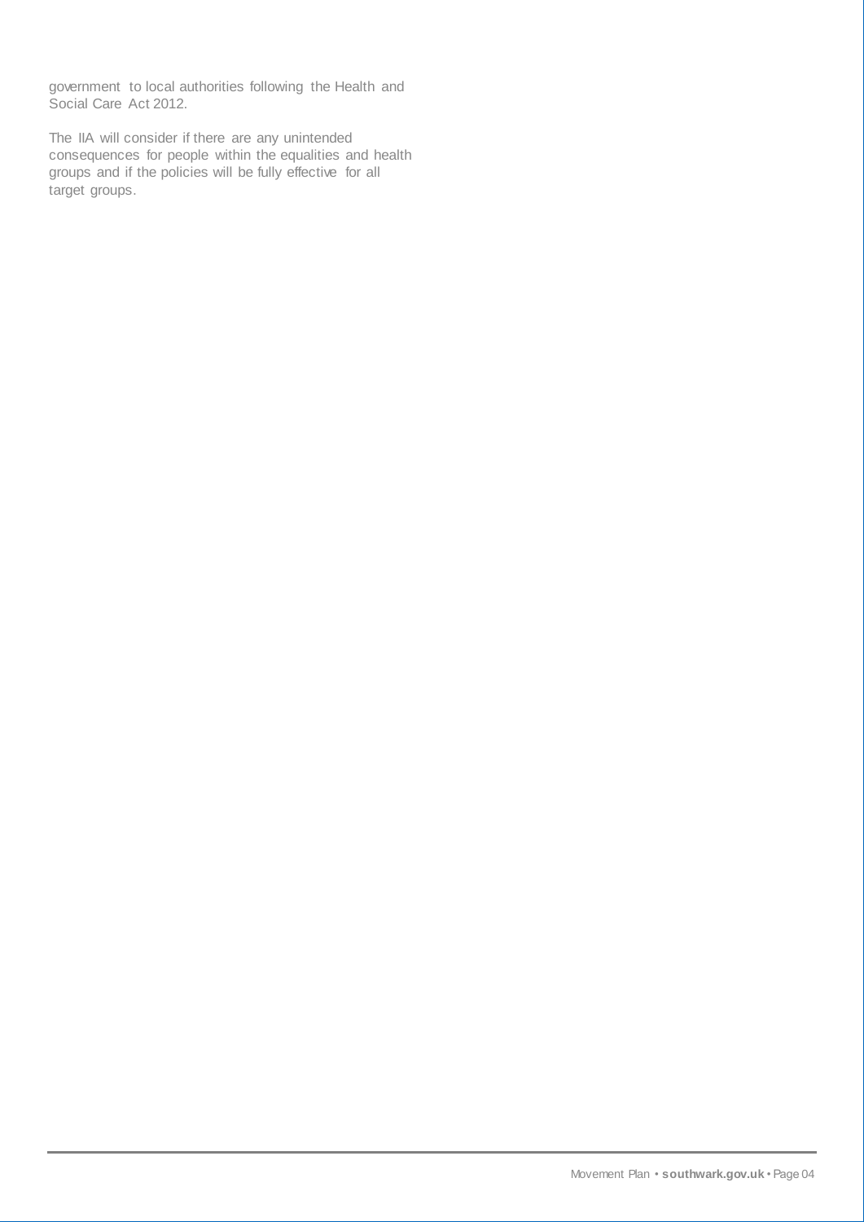government to local authorities following the Health and Social Care Act 2012.

The IIA will consider if there are any unintended consequences for people within the equalities and health groups and if the policies will be fully effective for all target groups.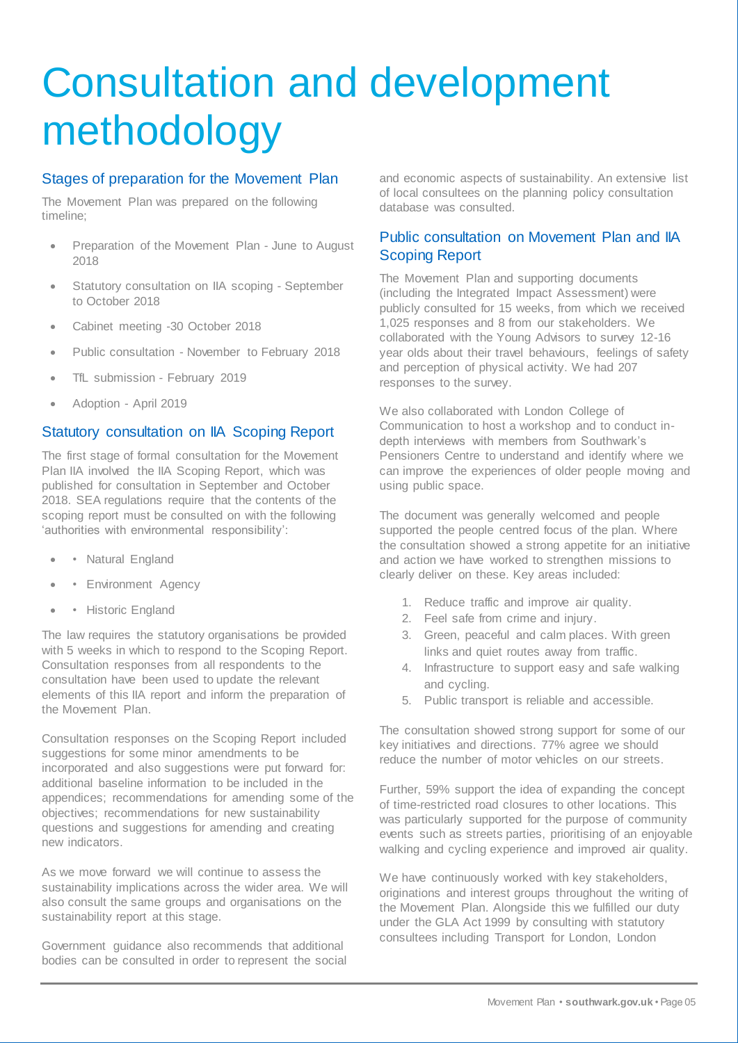# Consultation and development methodology

## Stages of preparation for the Movement Plan

The Movement Plan was prepared on the following timeline;

- Preparation of the Movement Plan - June to August 2018
- Statutory consultation on IIA scoping - September to October 2018
- Cabinet meeting -30 October 2018
- Public consultation - November to February 2018
- TfL submission - February 2019
- Adoption - April 2019

## Statutory consultation on IIA Scoping Report

The first stage of formal consultation for the Movement Plan IIA involved the IIA Scoping Report, which was published for consultation in September and October 2018. SEA regulations require that the contents of the scoping report must be consulted on with the following 'authorities with environmental responsibility':

- • Natural England
- • Environment Agency
- • Historic England

The law requires the statutory organisations be provided with 5 weeks in which to respond to the Scoping Report. Consultation responses from all respondents to the consultation have been used to update the relevant elements of this IIA report and inform the preparation of the Movement Plan.

Consultation responses on the Scoping Report included suggestions for some minor amendments to be incorporated and also suggestions were put forward for: additional baseline information to be included in the appendices; recommendations for amending some of the objectives; recommendations for new sustainability questions and suggestions for amending and creating new indicators.

As we move forward we will continue to assess the sustainability implications across the wider area. We will also consult the same groups and organisations on the sustainability report at this stage.

Government guidance also recommends that additional bodies can be consulted in order to represent the social and economic aspects of sustainability. An extensive list of local consultees on the planning policy consultation database was consulted.

## Public consultation on Movement Plan and IIA Scoping Report

The Movement Plan and supporting documents (including the Integrated Impact Assessment) were publicly consulted for 15 weeks, from which we received 1,025 responses and 8 from our stakeholders. We collaborated with the Young Advisors to survey 12-16 year olds about their travel behaviours, feelings of safety and perception of physical activity. We had 207 responses to the survey.

We also collaborated with London College of Communication to host a workshop and to conduct in-depth interviews with members from Southwark's Pensioners Centre to understand and identify where we can improve the experiences of older people moving and using public space.

The document was generally welcomed and people supported the people centred focus of the plan. Where the consultation showed a strong appetite for an initiative and action we have worked to strengthen missions to clearly deliver on these. Key areas included:

1. Reduce traffic and improve air quality.
2. Feel safe from crime and injury.
3. Green, peaceful and calm places. With green links and quiet routes away from traffic.
4. Infrastructure to support easy and safe walking and cycling.
5. Public transport is reliable and accessible.

The consultation showed strong support for some of our key initiatives and directions. 77% agree we should reduce the number of motor vehicles on our streets.

Further, 59% support the idea of expanding the concept of time-restricted road closures to other locations. This was particularly supported for the purpose of community events such as streets parties, prioritising of an enjoyable walking and cycling experience and improved air quality.

We have continuously worked with key stakeholders, originations and interest groups throughout the writing of the Movement Plan. Alongside this we fulfilled our duty under the GLA Act 1999 by consulting with statutory consultees including Transport for London, London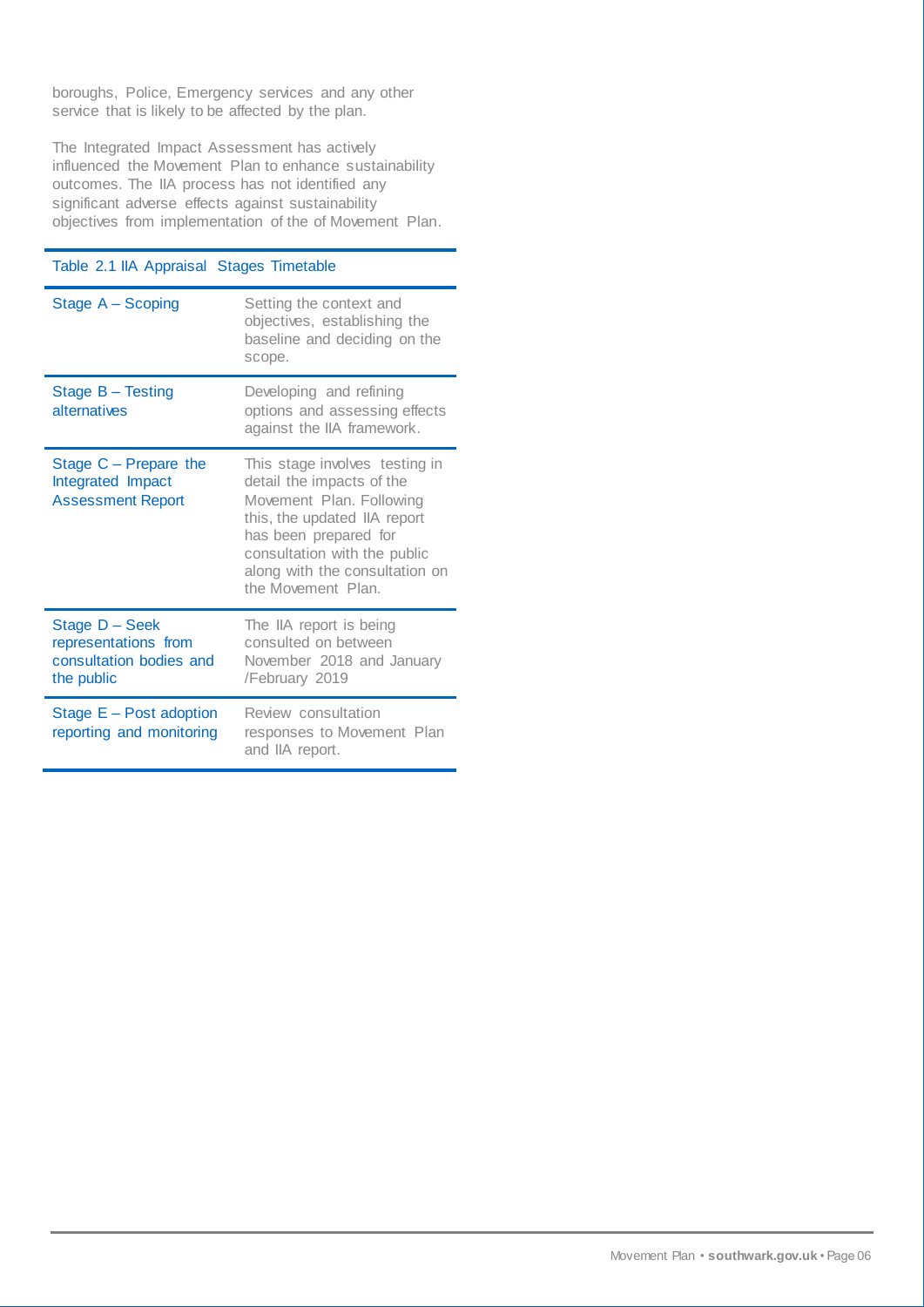boroughs, Police, Emergency services and any other service that is likely to be affected by the plan.

The Integrated Impact Assessment has actively influenced the Movement Plan to enhance sustainability outcomes. The IIA process has not identified any significant adverse effects against sustainability objectives from implementation of the of Movement Plan.

Table 2.1 IIA Appraisal Stages Timetable

| Stage | Description |
|---|---|
| Stage A – Scoping | Setting the context and objectives, establishing the baseline and deciding on the scope. |
| Stage B – Testing alternatives | Developing and refining options and assessing effects against the IIA framework. |
| Stage C – Prepare the Integrated Impact Assessment Report | This stage involves testing in detail the impacts of the Movement Plan. Following this, the updated IIA report has been prepared for consultation with the public along with the consultation on the Movement Plan. |
| Stage D – Seek representations from consultation bodies and the public | The IIA report is being consulted on between November 2018 and January /February 2019 |
| Stage E – Post adoption reporting and monitoring | Review consultation responses to Movement Plan and IIA report. |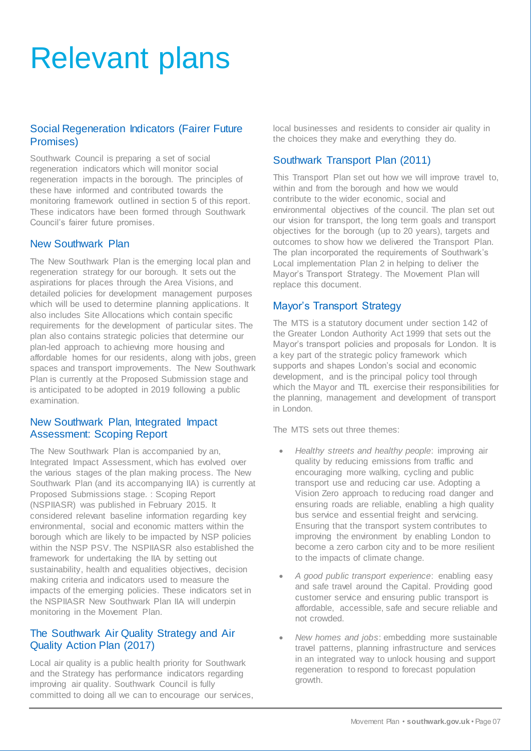# Relevant plans

## Social Regeneration Indicators (Fairer Future Promises)

Southwark Council is preparing a set of social regeneration indicators which will monitor social regeneration impacts in the borough. The principles of these have informed and contributed towards the monitoring framework outlined in section 5 of this report. These indicators have been formed through Southwark Council's fairer future promises.

## New Southwark Plan

The New Southwark Plan is the emerging local plan and regeneration strategy for our borough. It sets out the aspirations for places through the Area Visions, and detailed policies for development management purposes which will be used to determine planning applications. It also includes Site Allocations which contain specific requirements for the development of particular sites. The plan also contains strategic policies that determine our plan-led approach to achieving more housing and affordable homes for our residents, along with jobs, green spaces and transport improvements. The New Southwark Plan is currently at the Proposed Submission stage and is anticipated to be adopted in 2019 following a public examination.

## New Southwark Plan, Integrated Impact Assessment: Scoping Report

The New Southwark Plan is accompanied by an, Integrated Impact Assessment, which has evolved over the various stages of the plan making process. The New Southwark Plan (and its accompanying IIA) is currently at Proposed Submissions stage. : Scoping Report (NSPIIASR) was published in February 2015. It considered relevant baseline information regarding key environmental, social and economic matters within the borough which are likely to be impacted by NSP policies within the NSP PSV. The NSPIIASR also established the framework for undertaking the IIA by setting out sustainability, health and equalities objectives, decision making criteria and indicators used to measure the impacts of the emerging policies. These indicators set in the NSPIIASR New Southwark Plan IIA will underpin monitoring in the Movement Plan.

## The Southwark Air Quality Strategy and Air Quality Action Plan (2017)

Local air quality is a public health priority for Southwark and the Strategy has performance indicators regarding improving air quality. Southwark Council is fully committed to doing all we can to encourage our services, local businesses and residents to consider air quality in the choices they make and everything they do.

## Southwark Transport Plan (2011)

This Transport Plan set out how we will improve travel to, within and from the borough and how we would contribute to the wider economic, social and environmental objectives of the council. The plan set out our vision for transport, the long term goals and transport objectives for the borough (up to 20 years), targets and outcomes to show how we delivered the Transport Plan. The plan incorporated the requirements of Southwark's Local implementation Plan 2 in helping to deliver the Mayor's Transport Strategy. The Movement Plan will replace this document.

## Mayor's Transport Strategy

The MTS is a statutory document under section 142 of the Greater London Authority Act 1999 that sets out the Mayor's transport policies and proposals for London. It is a key part of the strategic policy framework which supports and shapes London's social and economic development, and is the principal policy tool through which the Mayor and TfL exercise their responsibilities for the planning, management and development of transport in London.

The MTS sets out three themes:

- *Healthy streets and healthy people*: improving air quality by reducing emissions from traffic and encouraging more walking, cycling and public transport use and reducing car use. Adopting a Vision Zero approach to reducing road danger and ensuring roads are reliable, enabling a high quality bus service and essential freight and servicing. Ensuring that the transport system contributes to improving the environment by enabling London to become a zero carbon city and to be more resilient to the impacts of climate change.
- *A good public transport experience*: enabling easy and safe travel around the Capital. Providing good customer service and ensuring public transport is affordable, accessible, safe and secure reliable and not crowded.
- *New homes and jobs*: embedding more sustainable travel patterns, planning infrastructure and services in an integrated way to unlock housing and support regeneration to respond to forecast population growth.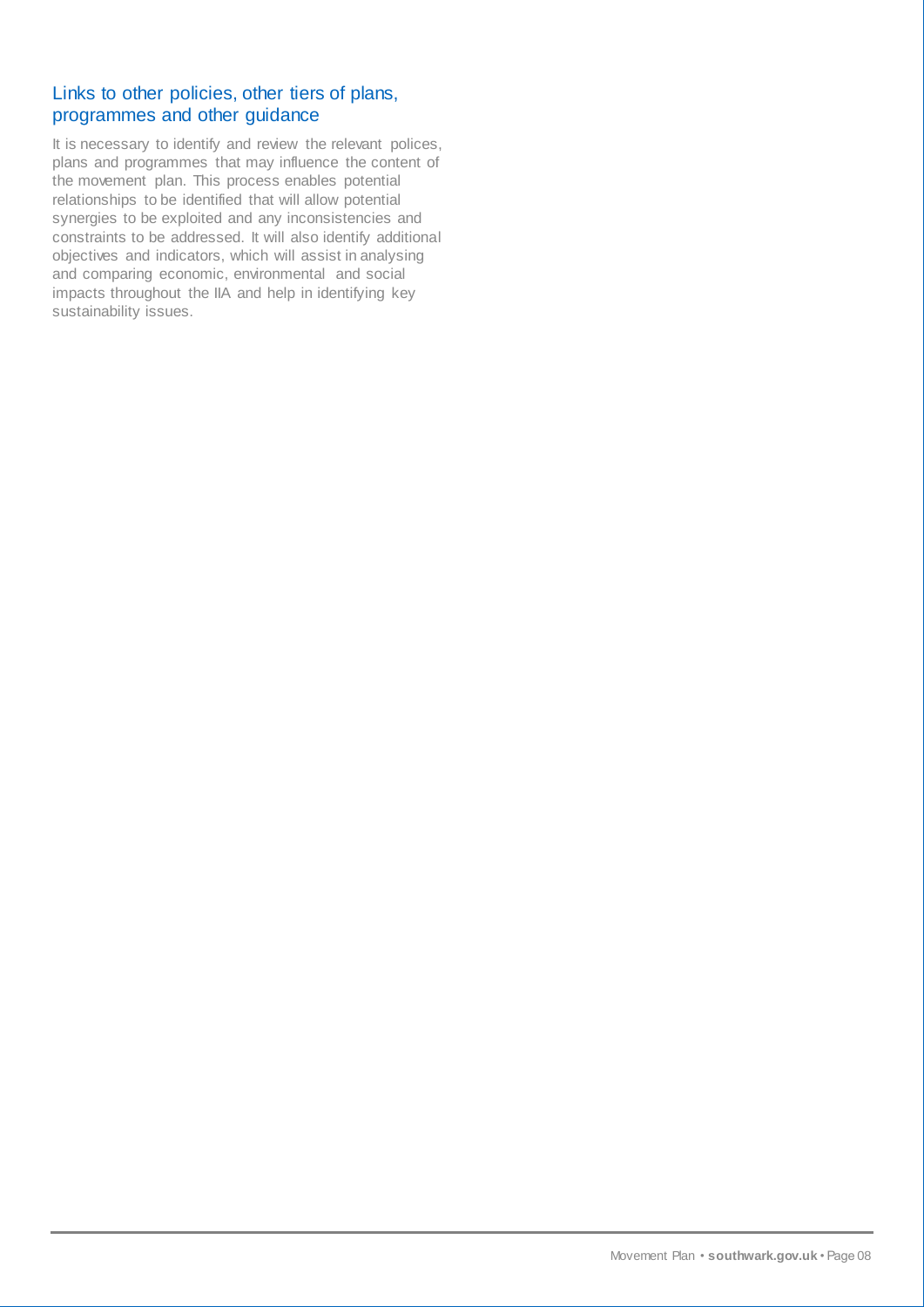## Links to other policies, other tiers of plans, programmes and other guidance

It is necessary to identify and review the relevant polices, plans and programmes that may influence the content of the movement plan. This process enables potential relationships to be identified that will allow potential synergies to be exploited and any inconsistencies and constraints to be addressed. It will also identify additional objectives and indicators, which will assist in analysing and comparing economic, environmental and social impacts throughout the IIA and help in identifying key sustainability issues.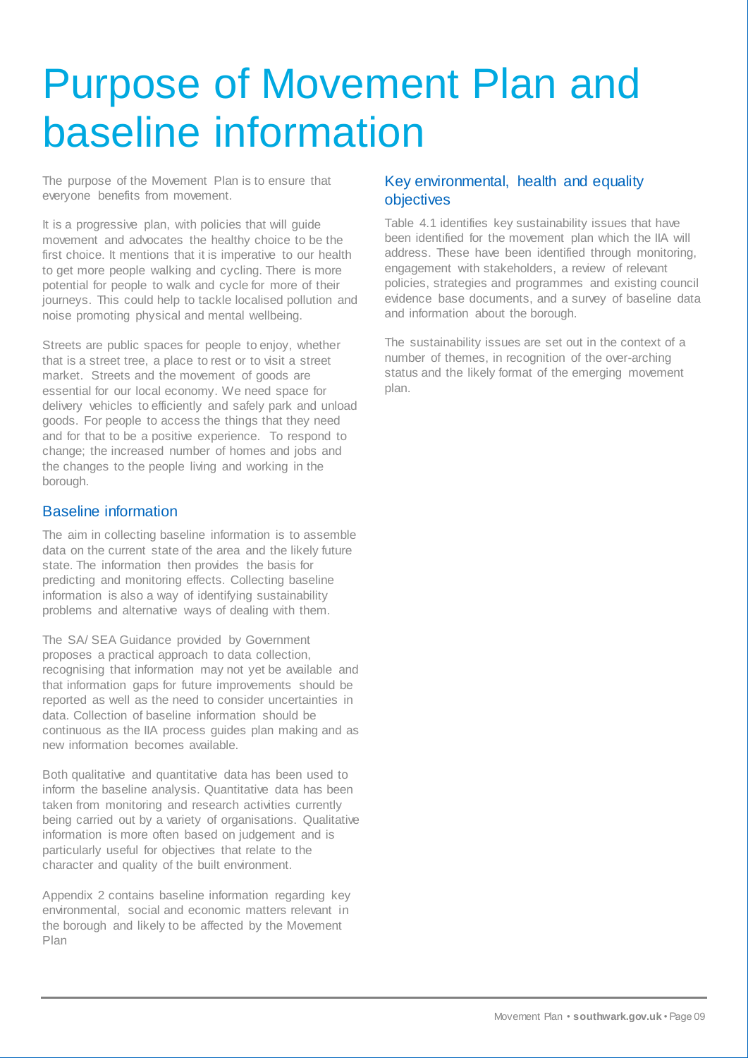# Purpose of Movement Plan and baseline information

The purpose of the Movement Plan is to ensure that everyone benefits from movement.

It is a progressive plan, with policies that will guide movement and advocates the healthy choice to be the first choice. It mentions that it is imperative to our health to get more people walking and cycling. There is more potential for people to walk and cycle for more of their journeys. This could help to tackle localised pollution and noise promoting physical and mental wellbeing.

Streets are public spaces for people to enjoy, whether that is a street tree, a place to rest or to visit a street market. Streets and the movement of goods are essential for our local economy. We need space for delivery vehicles to efficiently and safely park and unload goods. For people to access the things that they need and for that to be a positive experience. To respond to change; the increased number of homes and jobs and the changes to the people living and working in the borough.

## Baseline information

The aim in collecting baseline information is to assemble data on the current state of the area and the likely future state. The information then provides the basis for predicting and monitoring effects. Collecting baseline information is also a way of identifying sustainability problems and alternative ways of dealing with them.

The SA/ SEA Guidance provided by Government proposes a practical approach to data collection, recognising that information may not yet be available and that information gaps for future improvements should be reported as well as the need to consider uncertainties in data. Collection of baseline information should be continuous as the IIA process guides plan making and as new information becomes available.

Both qualitative and quantitative data has been used to inform the baseline analysis. Quantitative data has been taken from monitoring and research activities currently being carried out by a variety of organisations. Qualitative information is more often based on judgement and is particularly useful for objectives that relate to the character and quality of the built environment.

Appendix 2 contains baseline information regarding key environmental, social and economic matters relevant in the borough and likely to be affected by the Movement Plan

## Key environmental, health and equality objectives

Table 4.1 identifies key sustainability issues that have been identified for the movement plan which the IIA will address. These have been identified through monitoring, engagement with stakeholders, a review of relevant policies, strategies and programmes and existing council evidence base documents, and a survey of baseline data and information about the borough.

The sustainability issues are set out in the context of a number of themes, in recognition of the over-arching status and the likely format of the emerging movement plan.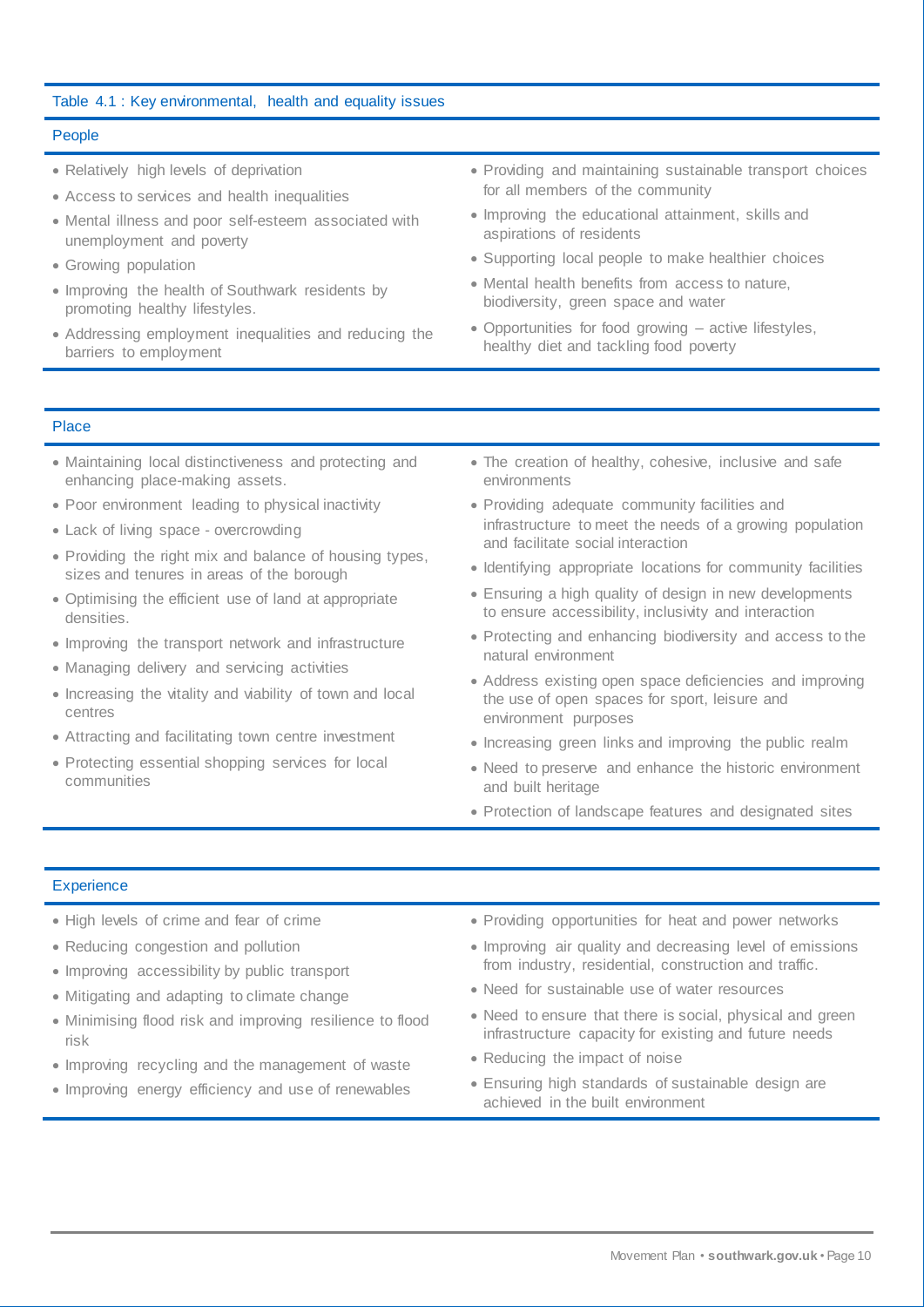Table 4.1 : Key environmental, health and equality issues

### People

- Relatively high levels of deprivation
- Access to services and health inequalities
- Mental illness and poor self-esteem associated with unemployment and poverty
- Growing population
- Improving the health of Southwark residents by promoting healthy lifestyles.
- Addressing employment inequalities and reducing the barriers to employment
- Providing and maintaining sustainable transport choices for all members of the community
- Improving the educational attainment, skills and aspirations of residents
- Supporting local people to make healthier choices
- Mental health benefits from access to nature, biodiversity, green space and water
- Opportunities for food growing – active lifestyles, healthy diet and tackling food poverty

### Place

- Maintaining local distinctiveness and protecting and enhancing place-making assets.
- Poor environment leading to physical inactivity
- Lack of living space - overcrowding
- Providing the right mix and balance of housing types, sizes and tenures in areas of the borough
- Optimising the efficient use of land at appropriate densities.
- Improving the transport network and infrastructure
- Managing delivery and servicing activities
- Increasing the vitality and viability of town and local centres
- Attracting and facilitating town centre investment
- Protecting essential shopping services for local communities
- The creation of healthy, cohesive, inclusive and safe environments
- Providing adequate community facilities and infrastructure to meet the needs of a growing population and facilitate social interaction
- Identifying appropriate locations for community facilities
- Ensuring a high quality of design in new developments to ensure accessibility, inclusivity and interaction
- Protecting and enhancing biodiversity and access to the natural environment
- Address existing open space deficiencies and improving the use of open spaces for sport, leisure and environment purposes
- Increasing green links and improving the public realm
- Need to preserve and enhance the historic environment and built heritage
- Protection of landscape features and designated sites

### Experience

- High levels of crime and fear of crime
- Reducing congestion and pollution
- Improving accessibility by public transport
- Mitigating and adapting to climate change
- Minimising flood risk and improving resilience to flood risk
- Improving recycling and the management of waste
- Improving energy efficiency and use of renewables
- Providing opportunities for heat and power networks
- Improving air quality and decreasing level of emissions from industry, residential, construction and traffic.
- Need for sustainable use of water resources
- Need to ensure that there is social, physical and green infrastructure capacity for existing and future needs
- Reducing the impact of noise
- Ensuring high standards of sustainable design are achieved in the built environment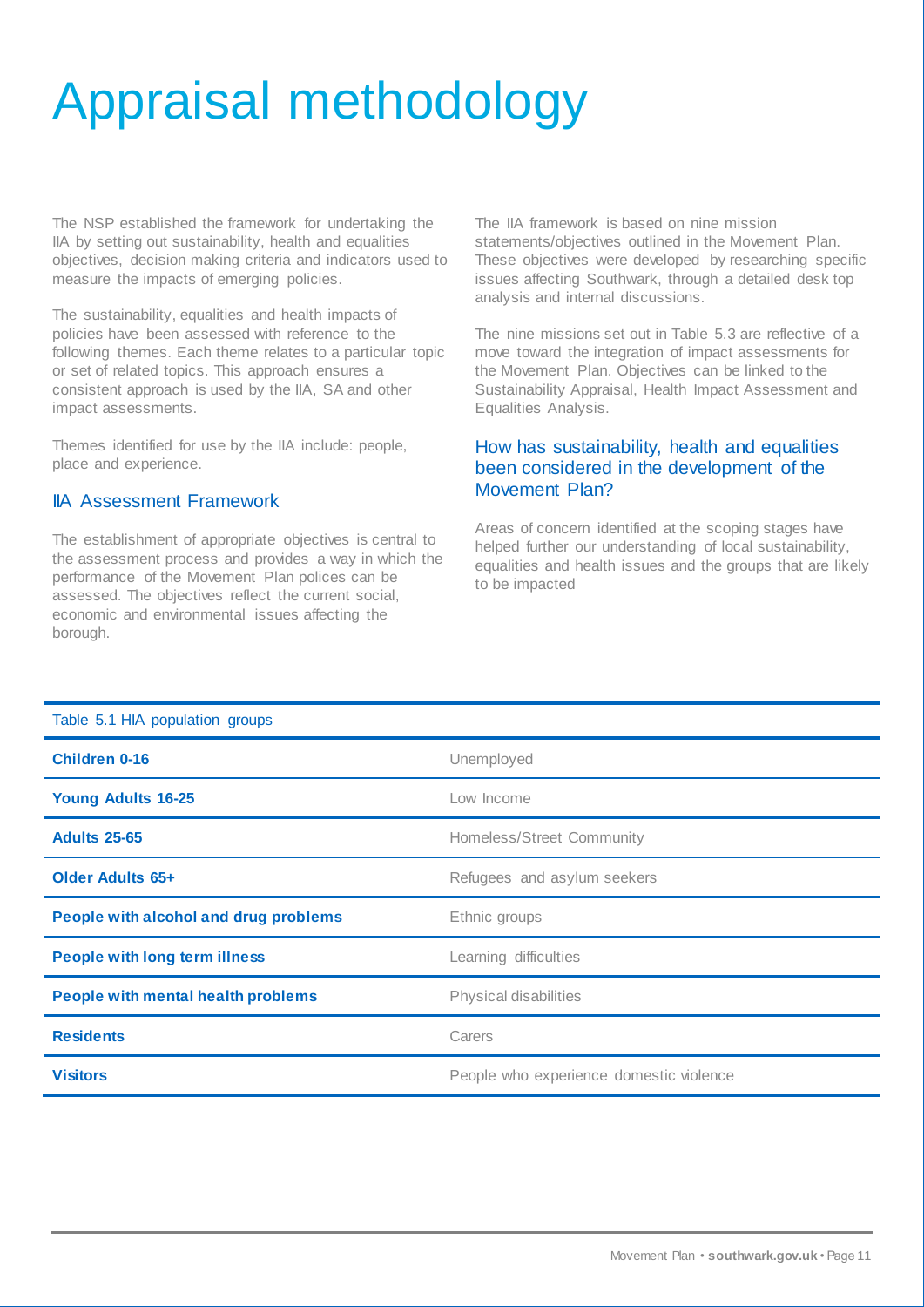# Appraisal methodology

The NSP established the framework for undertaking the IIA by setting out sustainability, health and equalities objectives, decision making criteria and indicators used to measure the impacts of emerging policies.

The sustainability, equalities and health impacts of policies have been assessed with reference to the following themes. Each theme relates to a particular topic or set of related topics. This approach ensures a consistent approach is used by the IIA, SA and other impact assessments.

Themes identified for use by the IIA include: people, place and experience.

## IIA Assessment Framework

The establishment of appropriate objectives is central to the assessment process and provides a way in which the performance of the Movement Plan polices can be assessed. The objectives reflect the current social, economic and environmental issues affecting the borough.

The IIA framework is based on nine mission statements/objectives outlined in the Movement Plan. These objectives were developed by researching specific issues affecting Southwark, through a detailed desk top analysis and internal discussions.

The nine missions set out in Table 5.3 are reflective of a move toward the integration of impact assessments for the Movement Plan. Objectives can be linked to the Sustainability Appraisal, Health Impact Assessment and Equalities Analysis.

## How has sustainability, health and equalities been considered in the development of the Movement Plan?

Areas of concern identified at the scoping stages have helped further our understanding of local sustainability, equalities and health issues and the groups that are likely to be impacted

| Table 5.1 HIA population groups | |
|---|---|
| **Children 0-16** | Unemployed |
| **Young Adults 16-25** | Low Income |
| **Adults 25-65** | Homeless/Street Community |
| **Older Adults 65+** | Refugees and asylum seekers |
| **People with alcohol and drug problems** | Ethnic groups |
| **People with long term illness** | Learning difficulties |
| **People with mental health problems** | Physical disabilities |
| **Residents** | Carers |
| **Visitors** | People who experience domestic violence |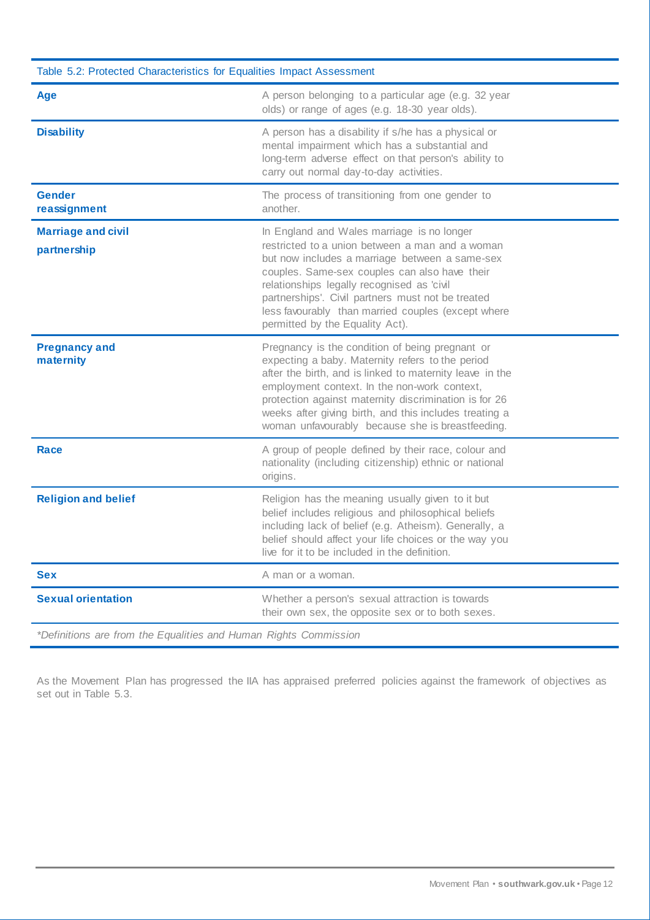Table 5.2: Protected Characteristics for Equalities Impact Assessment

| | |
|---|---|
| **Age** | A person belonging to a particular age (e.g. 32 year olds) or range of ages (e.g. 18-30 year olds). |
| **Disability** | A person has a disability if s/he has a physical or mental impairment which has a substantial and long-term adverse effect on that person's ability to carry out normal day-to-day activities. |
| **Gender reassignment** | The process of transitioning from one gender to another. |
| **Marriage and civil partnership** | In England and Wales marriage is no longer restricted to a union between a man and a woman but now includes a marriage between a same-sex couples. Same-sex couples can also have their relationships legally recognised as 'civil partnerships'. Civil partners must not be treated less favourably than married couples (except where permitted by the Equality Act). |
| **Pregnancy and maternity** | Pregnancy is the condition of being pregnant or expecting a baby. Maternity refers to the period after the birth, and is linked to maternity leave in the employment context. In the non-work context, protection against maternity discrimination is for 26 weeks after giving birth, and this includes treating a woman unfavourably because she is breastfeeding. |
| **Race** | A group of people defined by their race, colour and nationality (including citizenship) ethnic or national origins. |
| **Religion and belief** | Religion has the meaning usually given to it but belief includes religious and philosophical beliefs including lack of belief (e.g. Atheism). Generally, a belief should affect your life choices or the way you live for it to be included in the definition. |
| **Sex** | A man or a woman. |
| **Sexual orientation** | Whether a person's sexual attraction is towards their own sex, the opposite sex or to both sexes. |

*\*Definitions are from the Equalities and Human Rights Commission*

As the Movement Plan has progressed the IIA has appraised preferred policies against the framework of objectives as set out in Table 5.3.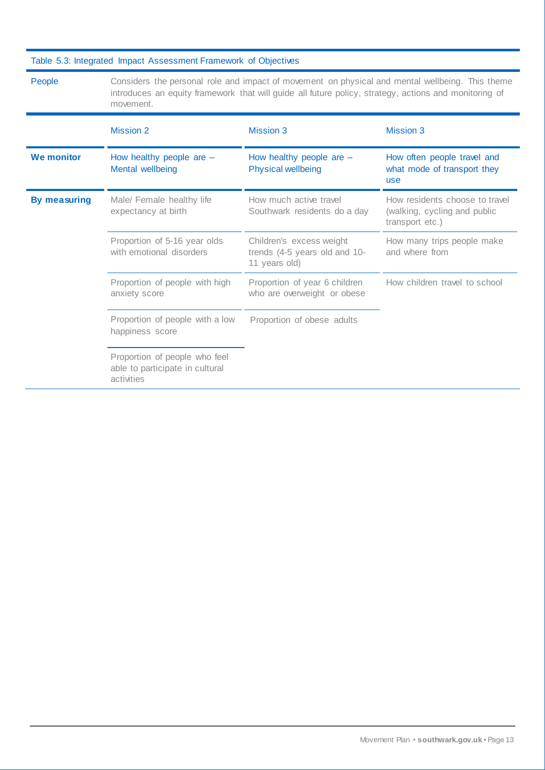Table 5.3: Integrated Impact Assessment Framework of Objectives

| People | Considers the personal role and impact of movement on physical and mental wellbeing. This theme introduces an equity framework that will guide all future policy, strategy, actions and monitoring of movement. | | |
|---|---|---|---|
| | Mission 2 | Mission 3 | Mission 3 |
| **We monitor** | How healthy people are – Mental wellbeing | How healthy people are – Physical wellbeing | How often people travel and what mode of transport they use |
| **By measuring** | Male/ Female healthy life expectancy at birth | How much active travel Southwark residents do a day | How residents choose to travel (walking, cycling and public transport etc.) |
| | Proportion of 5-16 year olds with emotional disorders | Children's excess weight trends (4-5 years old and 10-11 years old) | How many trips people make and where from |
| | Proportion of people with high anxiety score | Proportion of year 6 children who are overweight or obese | How children travel to school |
| | Proportion of people with a low happiness score | Proportion of obese adults | |
| | Proportion of people who feel able to participate in cultural activities | | |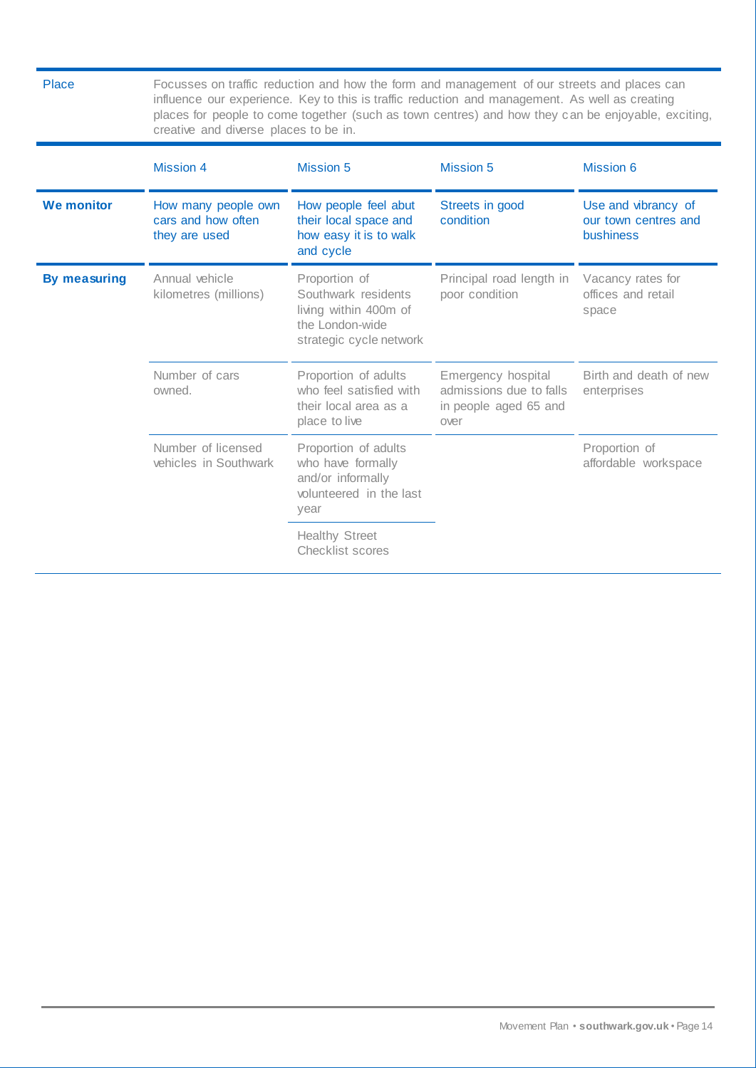| Place | Focusses on traffic reduction and how the form and management of our streets and places can influence our experience. Key to this is traffic reduction and management. As well as creating places for people to come together (such as town centres) and how they can be enjoyable, exciting, creative and diverse places to be in. | | | |
|---|---|---|---|---|
| | Mission 4 | Mission 5 | Mission 5 | Mission 6 |
| **We monitor** | How many people own cars and how often they are used | How people feel abut their local space and how easy it is to walk and cycle | Streets in good condition | Use and vibrancy of our town centres and bushiness |
| **By measuring** | Annual vehicle kilometres (millions) | Proportion of Southwark residents living within 400m of the London-wide strategic cycle network | Principal road length in poor condition | Vacancy rates for offices and retail space |
| | Number of cars owned. | Proportion of adults who feel satisfied with their local area as a place to live | Emergency hospital admissions due to falls in people aged 65 and over | Birth and death of new enterprises |
| | Number of licensed vehicles in Southwark | Proportion of adults who have formally and/or informally volunteered in the last year | | Proportion of affordable workspace |
| | | Healthy Street Checklist scores | | |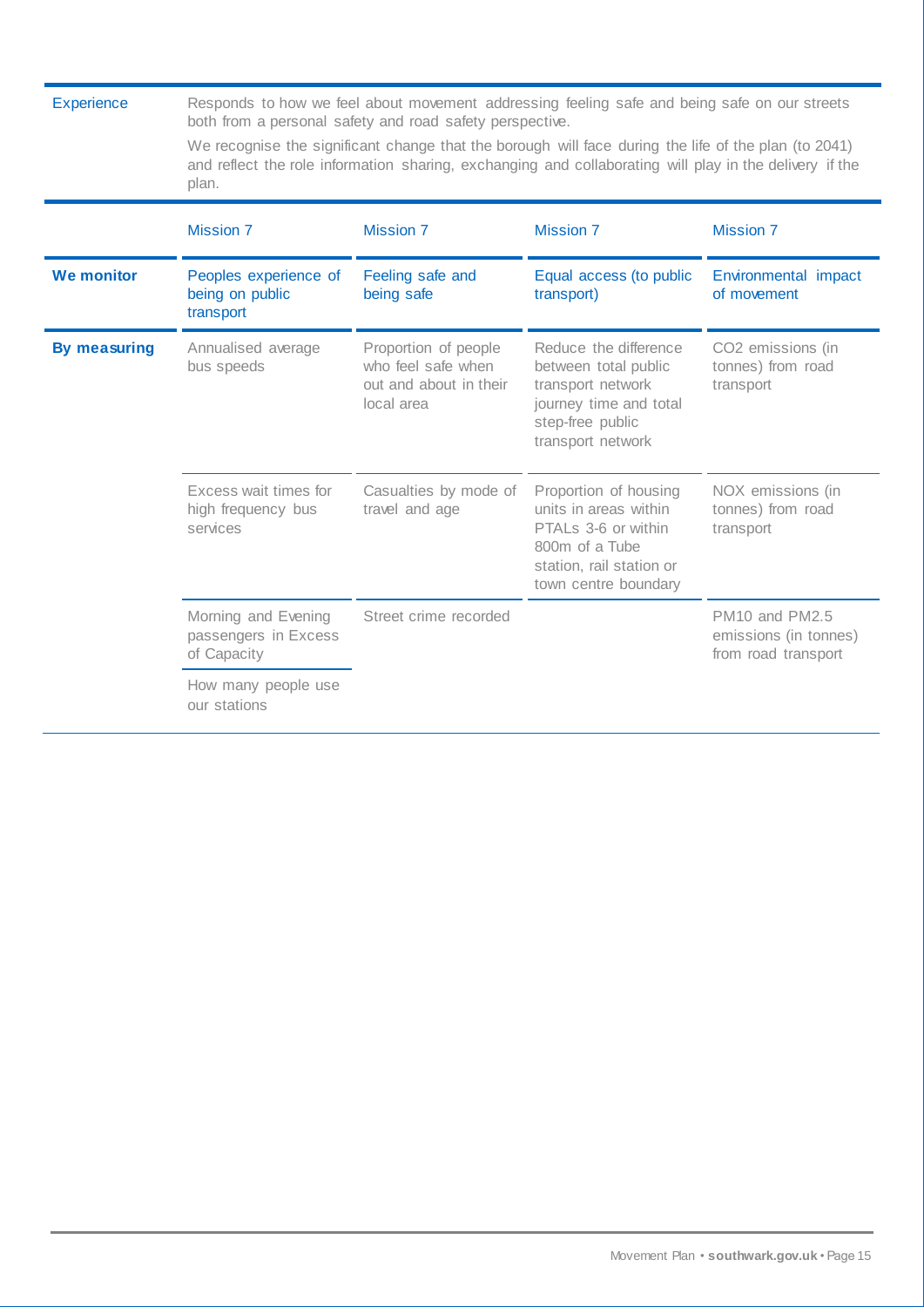| Experience | Responds to how we feel about movement addressing feeling safe and being safe on our streets both from a personal safety and road safety perspective.<br><br>We recognise the significant change that the borough will face during the life of the plan (to 2041) and reflect the role information sharing, exchanging and collaborating will play in the delivery if the plan. | | | |
|---|---|---|---|---|
| | Mission 7 | Mission 7 | Mission 7 | Mission 7 |
| **We monitor** | Peoples experience of being on public transport | Feeling safe and being safe | Equal access (to public transport) | Environmental impact of movement |
| **By measuring** | Annualised average bus speeds | Proportion of people who feel safe when out and about in their local area | Reduce the difference between total public transport network journey time and total step-free public transport network | $CO_2$ emissions (in tonnes) from road transport |
| | Excess wait times for high frequency bus services | Casualties by mode of travel and age | Proportion of housing units in areas within PTALs 3-6 or within 800m of a Tube station, rail station or town centre boundary | NOX emissions (in tonnes) from road transport |
| | Morning and Evening passengers in Excess of Capacity | Street crime recorded | | PM10 and PM2.5 emissions (in tonnes) from road transport |
| | How many people use our stations | | | |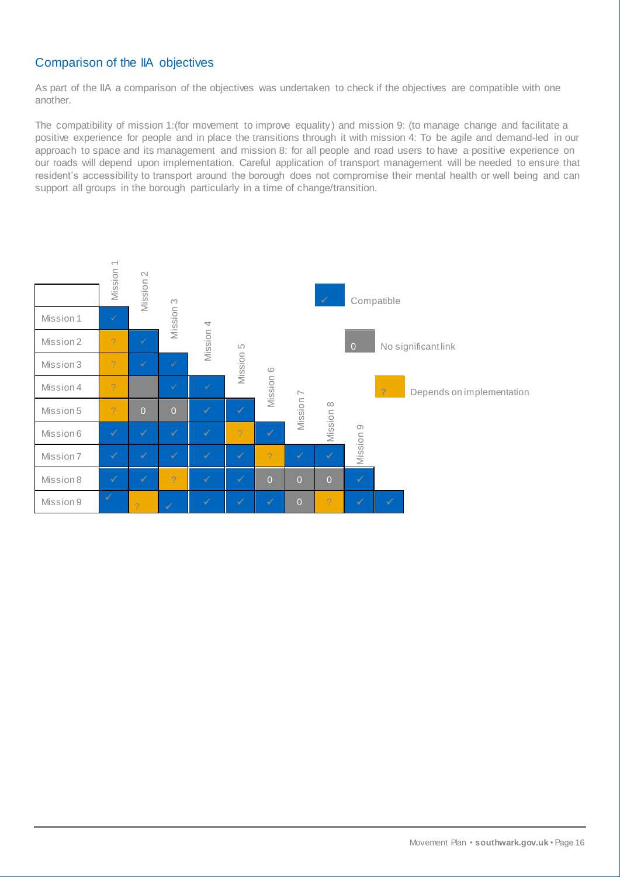## Comparison of the IIA objectives

As part of the IIA a comparison of the objectives was undertaken to check if the objectives are compatible with one another.

The compatibility of mission 1:(for movement to improve equality) and mission 9: (to manage change and facilitate a positive experience for people and in place the transitions through it with mission 4: To be agile and demand-led in our approach to space and its management and mission 8: for all people and road users to have a positive experience on our roads will depend upon implementation. Careful application of transport management will be needed to ensure that resident's accessibility to transport around the borough does not compromise their mental health or well being and can support all groups in the borough particularly in a time of change/transition.

| | Mission 1 | Mission 2 | Mission 3 | Mission 4 | Mission 5 | Mission 6 | Mission 7 | Mission 8 | Mission 9 | |
|---|---|---|---|---|---|---|---|---|---|---|
| Mission 1 | ✓ | | | | | | | | | |
| Mission 2 | ? | ✓ | | | | | | | | |
| Mission 3 | ? | ✓ | ✓ | | | | | | | |
| Mission 4 | ? | | ✓ | ✓ | | | | | | |
| Mission 5 | ? | 0 | 0 | ✓ | ✓ | | | | | |
| Mission 6 | ✓ | ✓ | ✓ | ✓ | ? | ✓ | | | | |
| Mission 7 | ✓ | ✓ | ✓ | ✓ | ✓ | ? | ✓ | ✓ | | |
| Mission 8 | ✓ | ✓ | ? | ✓ | ✓ | 0 | 0 | 0 | ✓ | |
| Mission 9 | ✓ | ? | ✓ | ✓ | ✓ | ✓ | 0 | ? | ✓ | ✓ |

✓ Compatible

0 No significant link

? Depends on implementation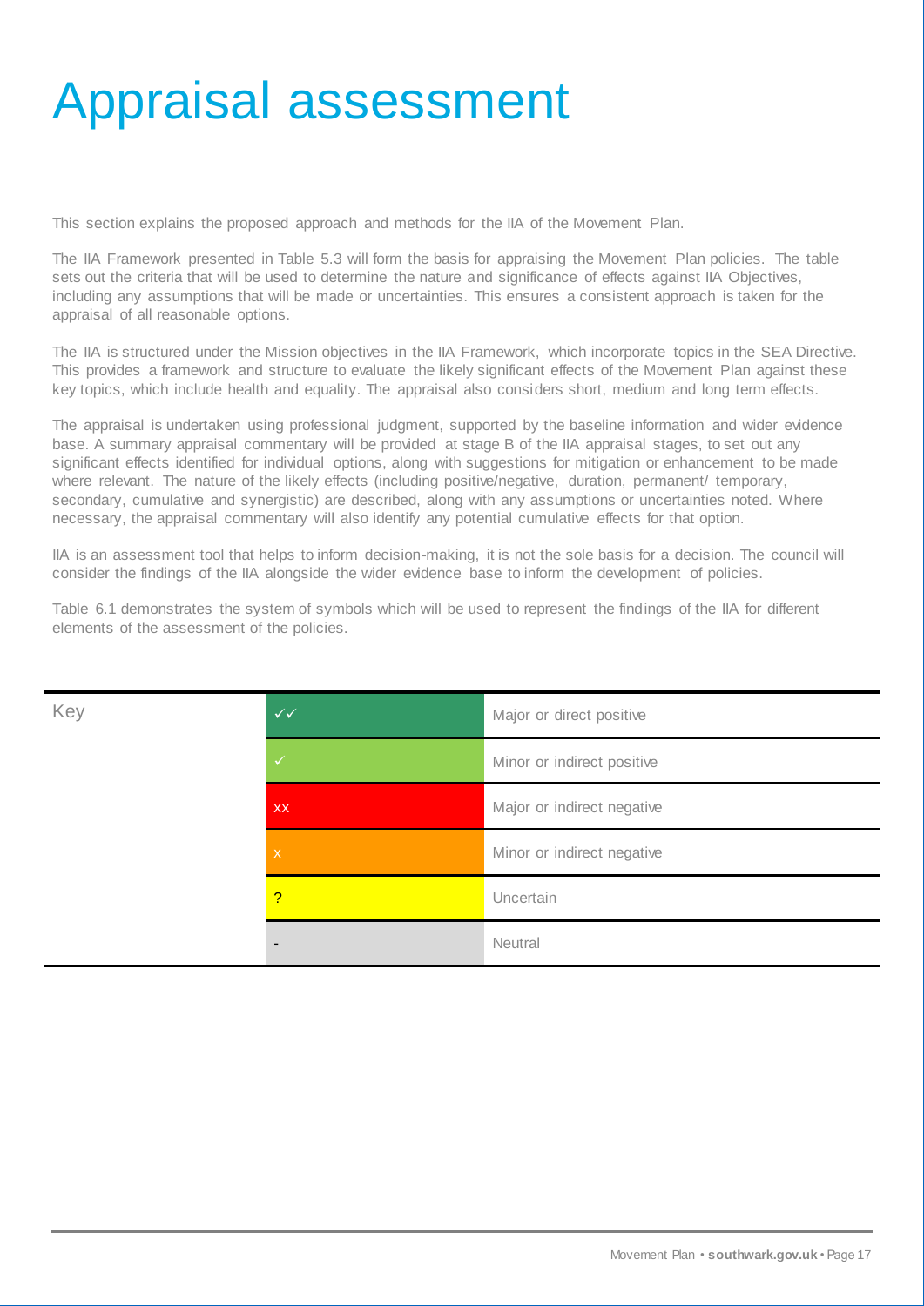# Appraisal assessment

This section explains the proposed approach and methods for the IIA of the Movement Plan.

The IIA Framework presented in Table 5.3 will form the basis for appraising the Movement Plan policies. The table sets out the criteria that will be used to determine the nature and significance of effects against IIA Objectives, including any assumptions that will be made or uncertainties. This ensures a consistent approach is taken for the appraisal of all reasonable options.

The IIA is structured under the Mission objectives in the IIA Framework, which incorporate topics in the SEA Directive. This provides a framework and structure to evaluate the likely significant effects of the Movement Plan against these key topics, which include health and equality. The appraisal also considers short, medium and long term effects.

The appraisal is undertaken using professional judgment, supported by the baseline information and wider evidence base. A summary appraisal commentary will be provided at stage B of the IIA appraisal stages, to set out any significant effects identified for individual options, along with suggestions for mitigation or enhancement to be made where relevant. The nature of the likely effects (including positive/negative, duration, permanent/ temporary, secondary, cumulative and synergistic) are described, along with any assumptions or uncertainties noted. Where necessary, the appraisal commentary will also identify any potential cumulative effects for that option.

IIA is an assessment tool that helps to inform decision-making, it is not the sole basis for a decision. The council will consider the findings of the IIA alongside the wider evidence base to inform the development of policies.

Table 6.1 demonstrates the system of symbols which will be used to represent the findings of the IIA for different elements of the assessment of the policies.

| Key | | |
|---|---|---|
| | ✓✓ | Major or direct positive |
| | ✓ | Minor or indirect positive |
| | xx | Major or indirect negative |
| | x | Minor or indirect negative |
| | ? | Uncertain |
| | - | Neutral |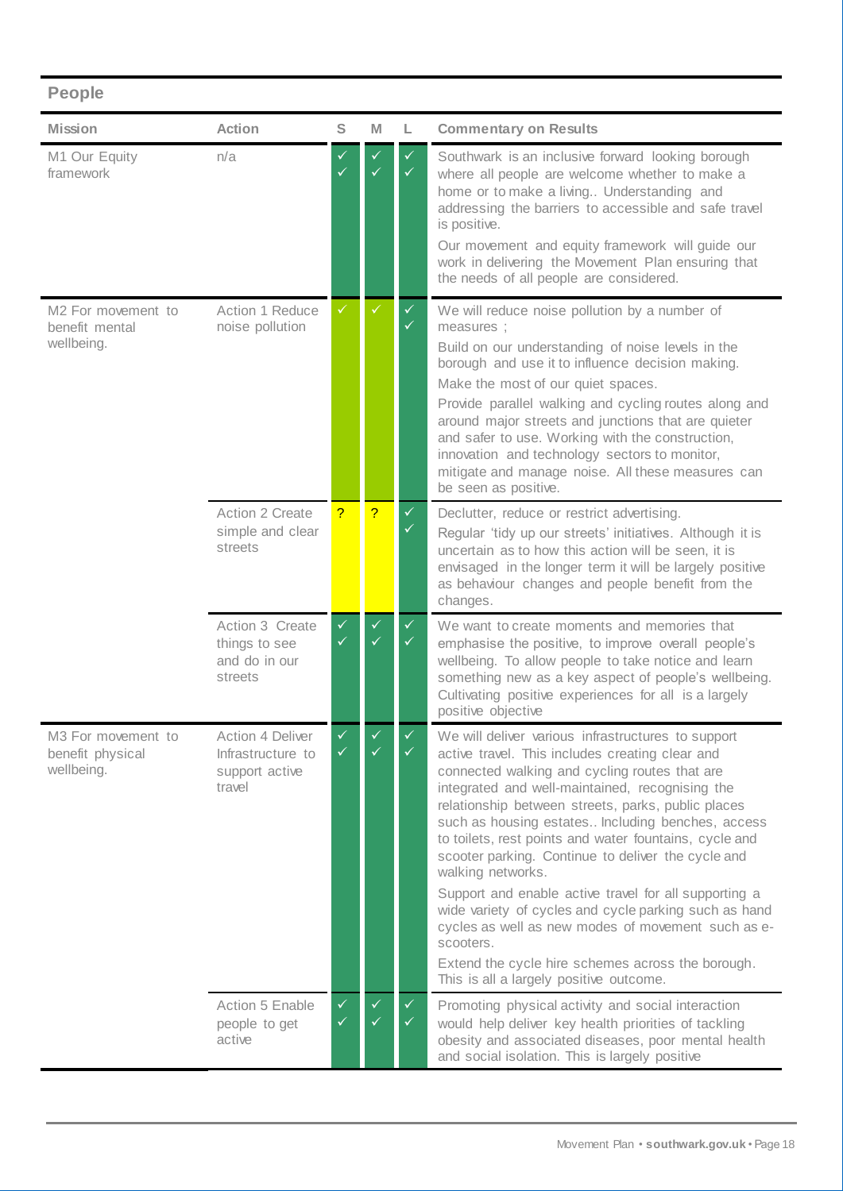## People

| Mission | Action | S | M | L | Commentary on Results |
|---|---|---|---|---|---|
| M1 Our Equity framework | n/a | ✓✓ | ✓✓ | ✓✓ | Southwark is an inclusive forward looking borough where all people are welcome whether to make a home or to make a living.. Understanding and addressing the barriers to accessible and safe travel is positive.<br>Our movement and equity framework will guide our work in delivering the Movement Plan ensuring that the needs of all people are considered. |
| M2 For movement to benefit mental wellbeing. | Action 1 Reduce noise pollution | ✓ | ✓ | ✓✓ | We will reduce noise pollution by a number of measures ;<br>Build on our understanding of noise levels in the borough and use it to influence decision making.<br>Make the most of our quiet spaces.<br>Provide parallel walking and cycling routes along and around major streets and junctions that are quieter and safer to use. Working with the construction, innovation and technology sectors to monitor, mitigate and manage noise. All these measures can be seen as positive. |
| | Action 2 Create simple and clear streets | ? | ? | ✓✓ | Declutter, reduce or restrict advertising.<br>Regular 'tidy up our streets' initiatives. Although it is uncertain as to how this action will be seen, it is envisaged in the longer term it will be largely positive as behaviour changes and people benefit from the changes. |
| | Action 3 Create things to see and do in our streets | ✓✓ | ✓✓ | ✓✓ | We want to create moments and memories that emphasise the positive, to improve overall people's wellbeing. To allow people to take notice and learn something new as a key aspect of people's wellbeing. Cultivating positive experiences for all is a largely positive objective |
| M3 For movement to benefit physical wellbeing. | Action 4 Deliver Infrastructure to support active travel | ✓✓ | ✓✓ | ✓✓ | We will deliver various infrastructures to support active travel. This includes creating clear and connected walking and cycling routes that are integrated and well-maintained, recognising the relationship between streets, parks, public places such as housing estates.. Including benches, access to toilets, rest points and water fountains, cycle and scooter parking. Continue to deliver the cycle and walking networks.<br>Support and enable active travel for all supporting a wide variety of cycles and cycle parking such as hand cycles as well as new modes of movement such as e-scooters.<br>Extend the cycle hire schemes across the borough. This is all a largely positive outcome. |
| | Action 5 Enable people to get active | ✓✓ | ✓✓ | ✓✓ | Promoting physical activity and social interaction would help deliver key health priorities of tackling obesity and associated diseases, poor mental health and social isolation. This is largely positive |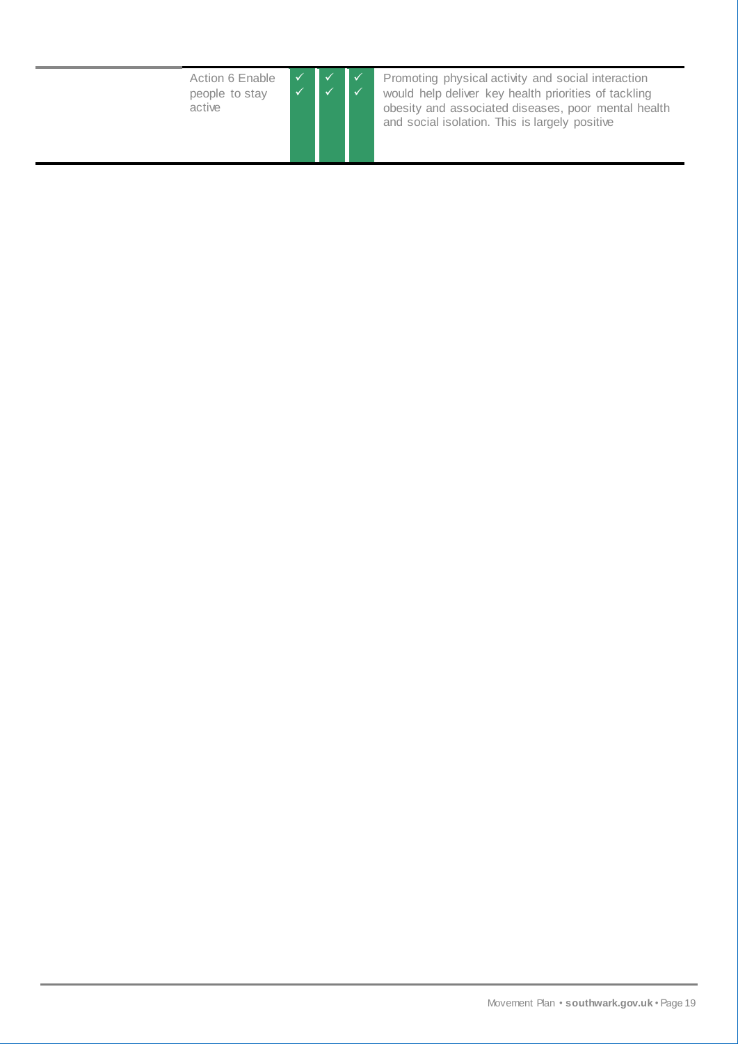| | | | | | |
|---|---|---|---|---|---|
| | Action 6 Enable people to stay active | ✓ ✓ | ✓ ✓ | ✓ ✓ | Promoting physical activity and social interaction would help deliver key health priorities of tackling obesity and associated diseases, poor mental health and social isolation. This is largely positive |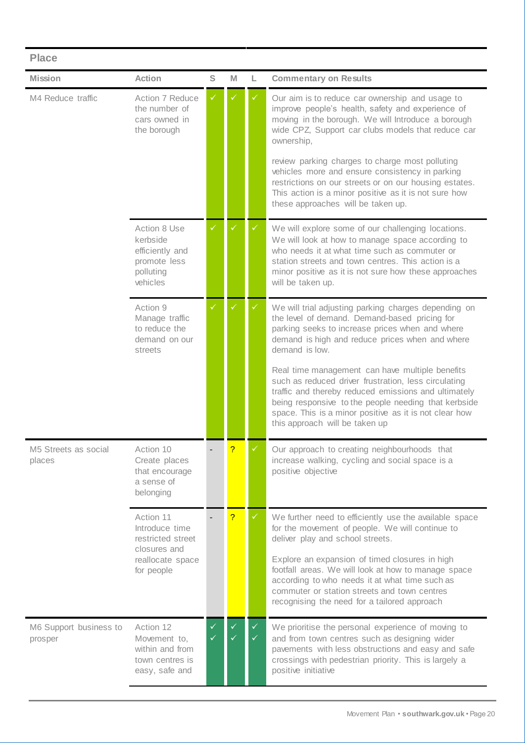## Place

| Mission | Action | S | M | L | Commentary on Results |
|---|---|---|---|---|---|
| M4 Reduce traffic | Action 7 Reduce the number of cars owned in the borough | ✓ | ✓ | ✓ | Our aim is to reduce car ownership and usage to improve people's health, safety and experience of moving in the borough. We will Introduce a borough wide CPZ, Support car clubs models that reduce car ownership, review parking charges to charge most polluting vehicles more and ensure consistency in parking restrictions on our streets or on our housing estates. This action is a minor positive as it is not sure how these approaches will be taken up. |
| | Action 8 Use kerbside efficiently and promote less polluting vehicles | ✓ | ✓ | ✓ | We will explore some of our challenging locations. We will look at how to manage space according to who needs it at what time such as commuter or station streets and town centres. This action is a minor positive as it is not sure how these approaches will be taken up. |
| | Action 9 Manage traffic to reduce the demand on our streets | ✓ | ✓ | ✓ | We will trial adjusting parking charges depending on the level of demand. Demand-based pricing for parking seeks to increase prices when and where demand is high and reduce prices when and where demand is low. Real time management can have multiple benefits such as reduced driver frustration, less circulating traffic and thereby reduced emissions and ultimately being responsive to the people needing that kerbside space. This is a minor positive as it is not clear how this approach will be taken up |
| M5 Streets as social places | Action 10 Create places that encourage a sense of belonging | - | ? | ✓ | Our approach to creating neighbourhoods that increase walking, cycling and social space is a positive objective |
| | Action 11 Introduce time restricted street closures and reallocate space for people | - | ? | ✓ | We further need to efficiently use the available space for the movement of people. We will continue to deliver play and school streets. Explore an expansion of timed closures in high footfall areas. We will look at how to manage space according to who needs it at what time such as commuter or station streets and town centres recognising the need for a tailored approach |
| M6 Support business to prosper | Action 12 Movement to, within and from town centres is easy, safe and | ✓✓ | ✓✓ | ✓✓ | We prioritise the personal experience of moving to and from town centres such as designing wider pavements with less obstructions and easy and safe crossings with pedestrian priority. This is largely a positive initiative |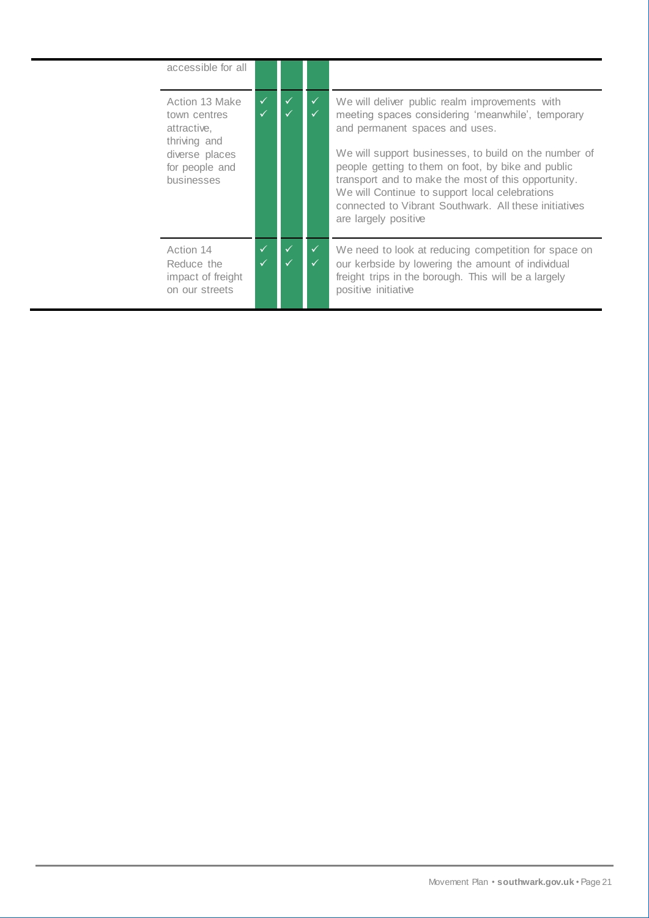| | | | | | |
|---|---|---|---|---|---|
| | accessible for all | | | | |
| | Action 13 Make town centres attractive, thriving and diverse places for people and businesses | ✓✓ | ✓✓ | ✓✓ | We will deliver public realm improvements with meeting spaces considering 'meanwhile', temporary and permanent spaces and uses.<br><br>We will support businesses, to build on the number of people getting to them on foot, by bike and public transport and to make the most of this opportunity. We will Continue to support local celebrations connected to Vibrant Southwark. All these initiatives are largely positive |
| | Action 14 Reduce the impact of freight on our streets | ✓✓ | ✓✓ | ✓✓ | We need to look at reducing competition for space on our kerbside by lowering the amount of individual freight trips in the borough. This will be a largely positive initiative |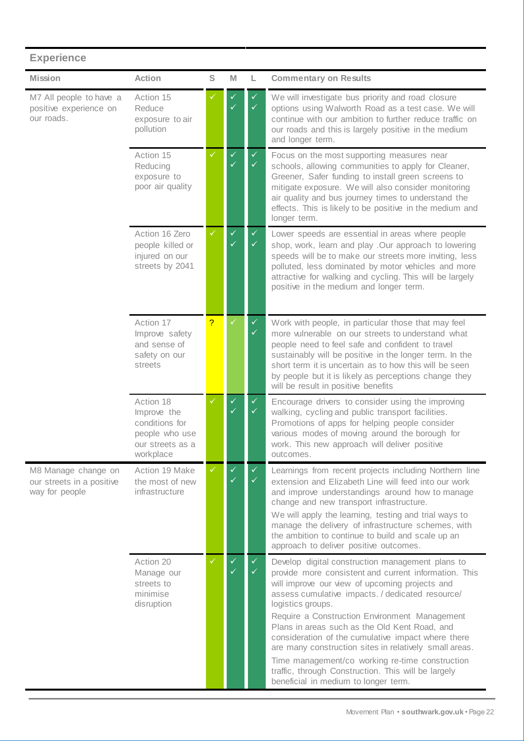## Experience

| Mission | Action | S | M | L | Commentary on Results |
|---|---|---|---|---|---|
| M7 All people to have a positive experience on our roads. | Action 15 Reduce exposure to air pollution | ✓ | ✓✓ | ✓✓ | We will investigate bus priority and road closure options using Walworth Road as a test case. We will continue with our ambition to further reduce traffic on our roads and this is largely positive in the medium and longer term. |
| | Action 15 Reducing exposure to poor air quality | ✓ | ✓✓ | ✓✓ | Focus on the most supporting measures near schools, allowing communities to apply for Cleaner, Greener, Safer funding to install green screens to mitigate exposure. We will also consider monitoring air quality and bus journey times to understand the effects. This is likely to be positive in the medium and longer term. |
| | Action 16 Zero people killed or injured on our streets by 2041 | ✓ | ✓✓ | ✓✓ | Lower speeds are essential in areas where people shop, work, learn and play .Our approach to lowering speeds will be to make our streets more inviting, less polluted, less dominated by motor vehicles and more attractive for walking and cycling. This will be largely positive in the medium and longer term. |
| | Action 17 Improve safety and sense of safety on our streets | ? | ✓ | ✓✓ | Work with people, in particular those that may feel more vulnerable on our streets to understand what people need to feel safe and confident to travel sustainably will be positive in the longer term. In the short term it is uncertain as to how this will be seen by people but it is likely as perceptions change they will be result in positive benefits |
| | Action 18 Improve the conditions for people who use our streets as a workplace | ✓ | ✓✓ | ✓✓ | Encourage drivers to consider using the improving walking, cycling and public transport facilities. Promotions of apps for helping people consider various modes of moving around the borough for work. This new approach will deliver positive outcomes. |
| M8 Manage change on our streets in a positive way for people | Action 19 Make the most of new infrastructure | ✓ | ✓✓ | ✓✓ | Learnings from recent projects including Northern line extension and Elizabeth Line will feed into our work and improve understandings around how to manage change and new transport infrastructure.<br>We will apply the learning, testing and trial ways to manage the delivery of infrastructure schemes, with the ambition to continue to build and scale up an approach to deliver positive outcomes. |
| | Action 20 Manage our streets to minimise disruption | ✓ | ✓✓ | ✓✓ | Develop digital construction management plans to provide more consistent and current information. This will improve our view of upcoming projects and assess cumulative impacts. / dedicated resource/ logistics groups.<br>Require a Construction Environment Management Plans in areas such as the Old Kent Road, and consideration of the cumulative impact where there are many construction sites in relatively small areas.<br>Time management/co working re-time construction traffic, through Construction. This will be largely beneficial in medium to longer term. |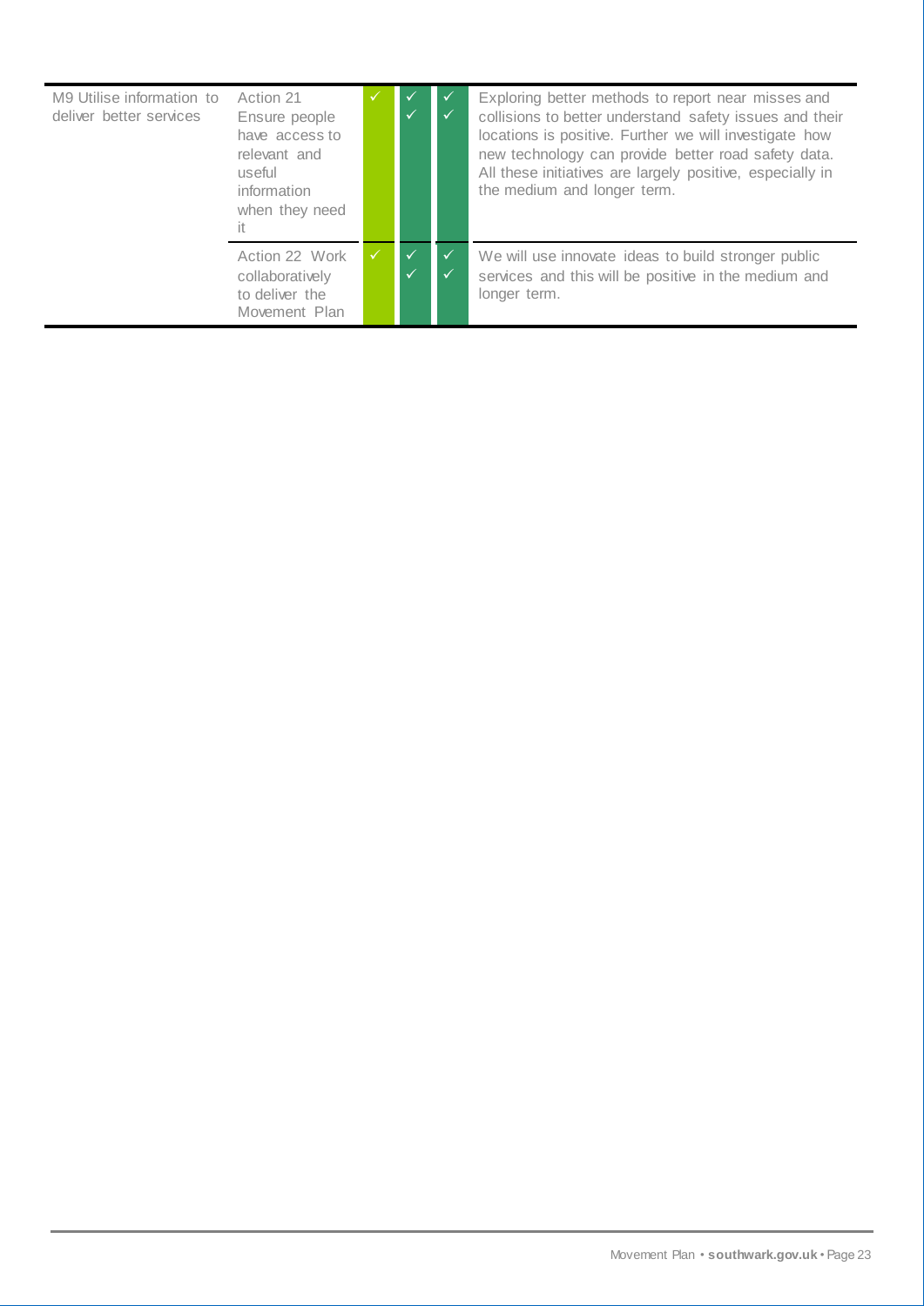| | | | | | |
|---|---|---|---|---|---|
| M9 Utilise information to deliver better services | Action 21 Ensure people have access to relevant and useful information when they need it | ✓ | ✓ ✓ | ✓ ✓ | Exploring better methods to report near misses and collisions to better understand safety issues and their locations is positive. Further we will investigate how new technology can provide better road safety data. All these initiatives are largely positive, especially in the medium and longer term. |
| | Action 22 Work collaboratively to deliver the Movement Plan | ✓ | ✓ ✓ | ✓ ✓ | We will use innovate ideas to build stronger public services and this will be positive in the medium and longer term. |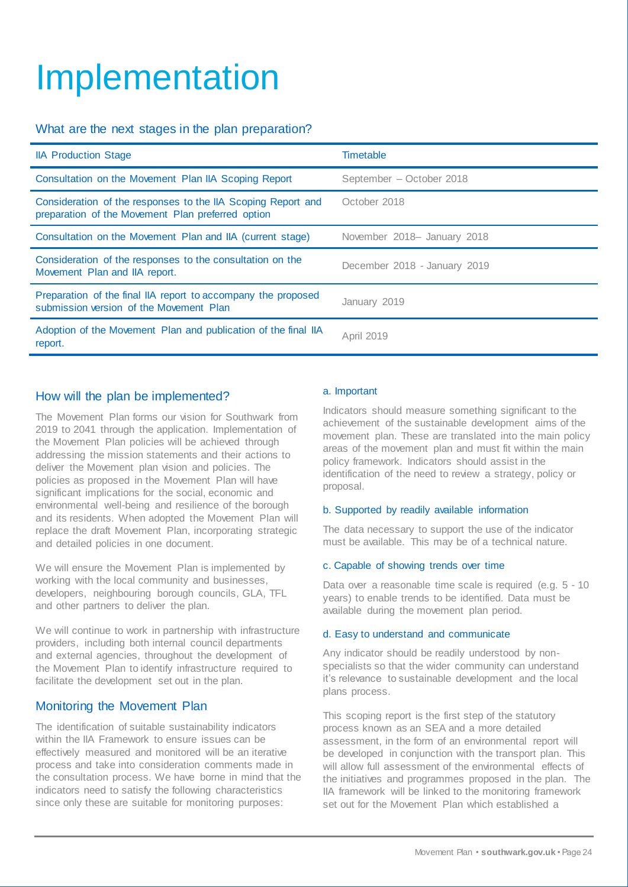# Implementation

## What are the next stages in the plan preparation?

| IIA Production Stage | Timetable |
|---|---|
| Consultation on the Movement Plan IIA Scoping Report | September – October 2018 |
| Consideration of the responses to the IIA Scoping Report and preparation of the Movement Plan preferred option | October 2018 |
| Consultation on the Movement Plan and IIA (current stage) | November 2018– January 2018 |
| Consideration of the responses to the consultation on the Movement Plan and IIA report. | December 2018 - January 2019 |
| Preparation of the final IIA report to accompany the proposed submission version of the Movement Plan | January 2019 |
| Adoption of the Movement Plan and publication of the final IIA report. | April 2019 |

## How will the plan be implemented?

The Movement Plan forms our vision for Southwark from 2019 to 2041 through the application. Implementation of the Movement Plan policies will be achieved through addressing the mission statements and their actions to deliver the Movement plan vision and policies. The policies as proposed in the Movement Plan will have significant implications for the social, economic and environmental well-being and resilience of the borough and its residents. When adopted the Movement Plan will replace the draft Movement Plan, incorporating strategic and detailed policies in one document.

We will ensure the Movement Plan is implemented by working with the local community and businesses, developers, neighbouring borough councils, GLA, TFL and other partners to deliver the plan.

We will continue to work in partnership with infrastructure providers, including both internal council departments and external agencies, throughout the development of the Movement Plan to identify infrastructure required to facilitate the development set out in the plan.

## Monitoring the Movement Plan

The identification of suitable sustainability indicators within the IIA Framework to ensure issues can be effectively measured and monitored will be an iterative process and take into consideration comments made in the consultation process. We have borne in mind that the indicators need to satisfy the following characteristics since only these are suitable for monitoring purposes:

#### a. Important

Indicators should measure something significant to the achievement of the sustainable development aims of the movement plan. These are translated into the main policy areas of the movement plan and must fit within the main policy framework. Indicators should assist in the identification of the need to review a strategy, policy or proposal.

#### b. Supported by readily available information

The data necessary to support the use of the indicator must be available. This may be of a technical nature.

#### c. Capable of showing trends over time

Data over a reasonable time scale is required (e.g. 5 - 10 years) to enable trends to be identified. Data must be available during the movement plan period.

#### d. Easy to understand and communicate

Any indicator should be readily understood by non-specialists so that the wider community can understand it's relevance to sustainable development and the local plans process.

This scoping report is the first step of the statutory process known as an SEA and a more detailed assessment, in the form of an environmental report will be developed in conjunction with the transport plan. This will allow full assessment of the environmental effects of the initiatives and programmes proposed in the plan. The IIA framework will be linked to the monitoring framework set out for the Movement Plan which established a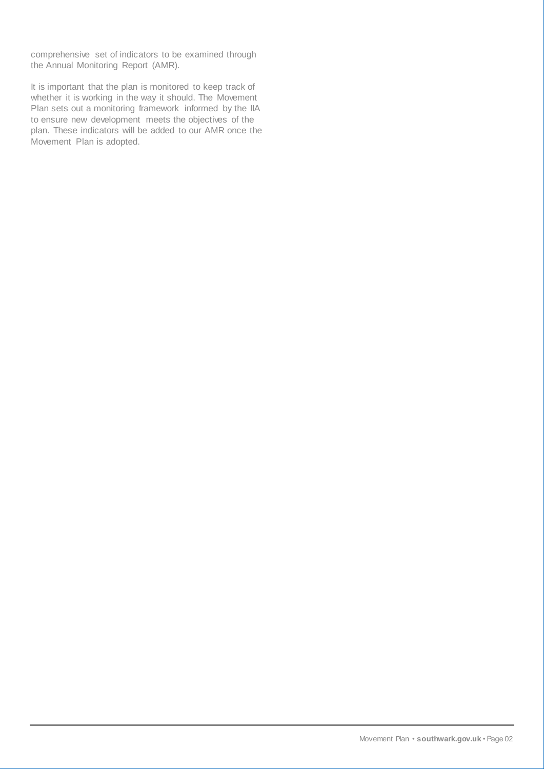comprehensive set of indicators to be examined through the Annual Monitoring Report (AMR).

It is important that the plan is monitored to keep track of whether it is working in the way it should. The Movement Plan sets out a monitoring framework informed by the IIA to ensure new development meets the objectives of the plan. These indicators will be added to our AMR once the Movement Plan is adopted.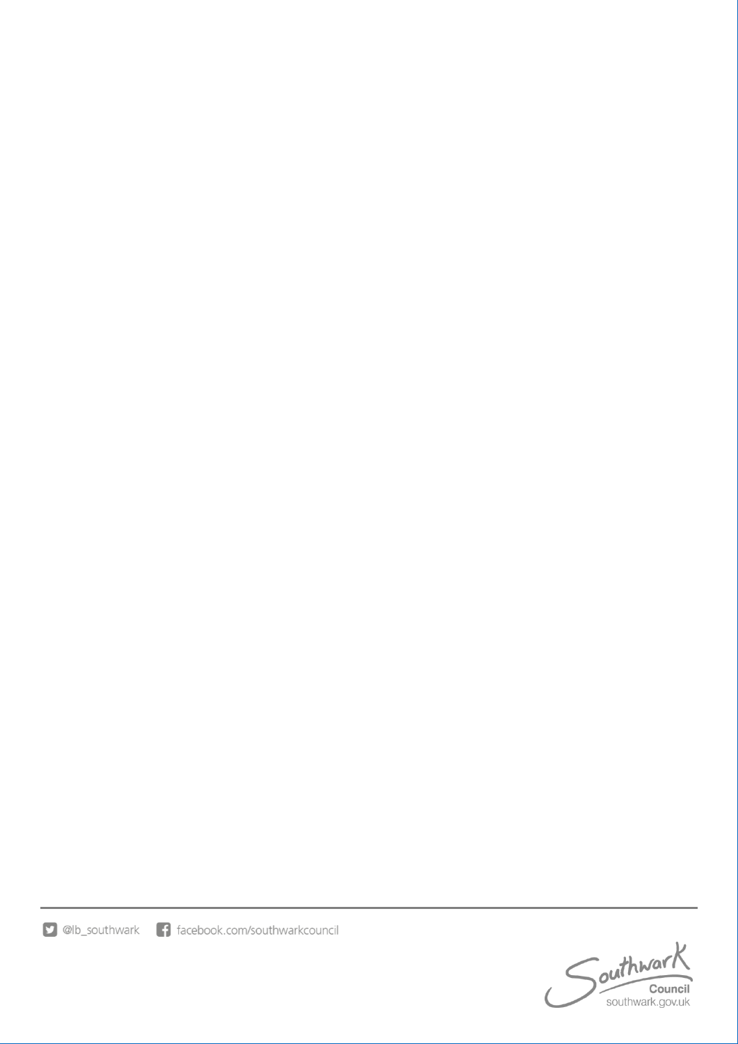@lb_southwark facebook.com/southwarkcouncil

Southwark Council
southwark.gov.uk